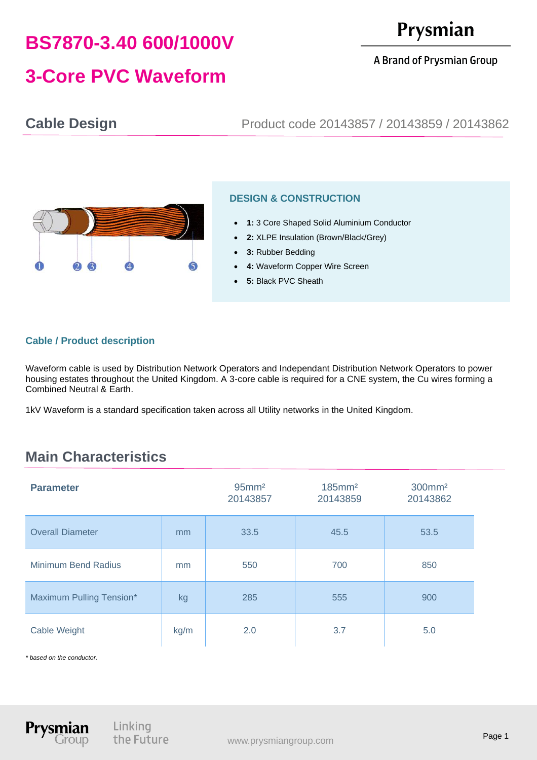# BS7870-3.40 600/1000V

# 3-Core PVC Waveform

Prysmian

A Brand of Prysmian Group

## Cable Design

Product code 20143857 / 20143859 / 20143862

### DESIGN & CONSTRUCTION

- **1:** 3 Core Shaped Solid Aluminium Conductor
- **2:** XLPE Insulation (Brown/Black/Grey)
- **3:** Rubber Bedding
- **4:** Waveform Copper Wire Screen
- **5:** Black PVC Sheath

### Cable / Product description

Waveform cable is used by Distribution Network Operators and Independant Distribution Network Operators to power housing estates throughout the United Kingdom. A 3-core cable is required for a CNE system, the Cu wires forming a Combined Neutral & Earth.

1kV Waveform is a standard specification taken across all Utility networks in the United Kingdom.

## Main Characteristics

| Parameter | | 95mm² 20143857 | 185mm² 20143859 | 300mm² 20143862 |
|---|---|---|---|---|
| Overall Diameter | mm | 33.5 | 45.5 | 53.5 |
| Minimum Bend Radius | mm | 550 | 700 | 850 |
| Maximum Pulling Tension* | kg | 285 | 555 | 900 |
| Cable Weight | kg/m | 2.0 | 3.7 | 5.0 |

*\* based on the conductor.*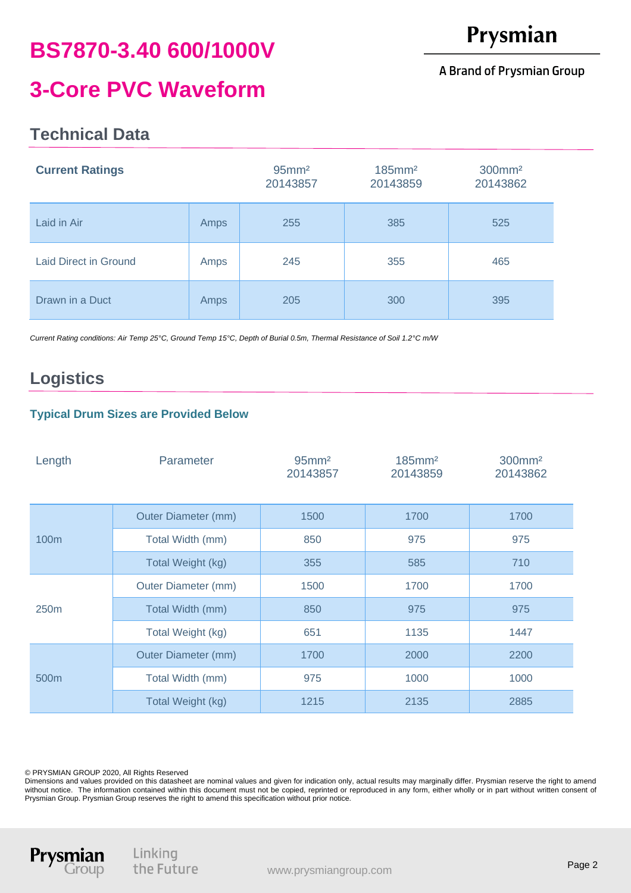# BS7870-3.40 600/1000V

# 3-Core PVC Waveform

Prysmian

A Brand of Prysmian Group

## Technical Data

| Current Ratings | | 95mm² 20143857 | 185mm² 20143859 | 300mm² 20143862 |
|---|---|---|---|---|
| Laid in Air | Amps | 255 | 385 | 525 |
| Laid Direct in Ground | Amps | 245 | 355 | 465 |
| Drawn in a Duct | Amps | 205 | 300 | 395 |

*Current Rating conditions: Air Temp 25°C, Ground Temp 15°C, Depth of Burial 0.5m, Thermal Resistance of Soil 1.2°C m/W*

## Logistics

### Typical Drum Sizes are Provided Below

| Length | Parameter | 95mm² 20143857 | 185mm² 20143859 | 300mm² 20143862 |
|---|---|---|---|---|
| 100m | Outer Diameter (mm) | 1500 | 1700 | 1700 |
| | Total Width (mm) | 850 | 975 | 975 |
| | Total Weight (kg) | 355 | 585 | 710 |
| 250m | Outer Diameter (mm) | 1500 | 1700 | 1700 |
| | Total Width (mm) | 850 | 975 | 975 |
| | Total Weight (kg) | 651 | 1135 | 1447 |
| 500m | Outer Diameter (mm) | 1700 | 2000 | 2200 |
| | Total Width (mm) | 975 | 1000 | 1000 |
| | Total Weight (kg) | 1215 | 2135 | 2885 |

© PRYSMIAN GROUP 2020, All Rights Reserved
Dimensions and values provided on this datasheet are nominal values and given for indication only, actual results may marginally differ. Prysmian reserve the right to amend without notice. The information contained within this document must not be copied, reprinted or reproduced in any form, either wholly or in part without written consent of Prysmian Group. Prysmian Group reserves the right to amend this specification without prior notice.

Prysmian Group Linking the Future

www.prysmiangroup.com